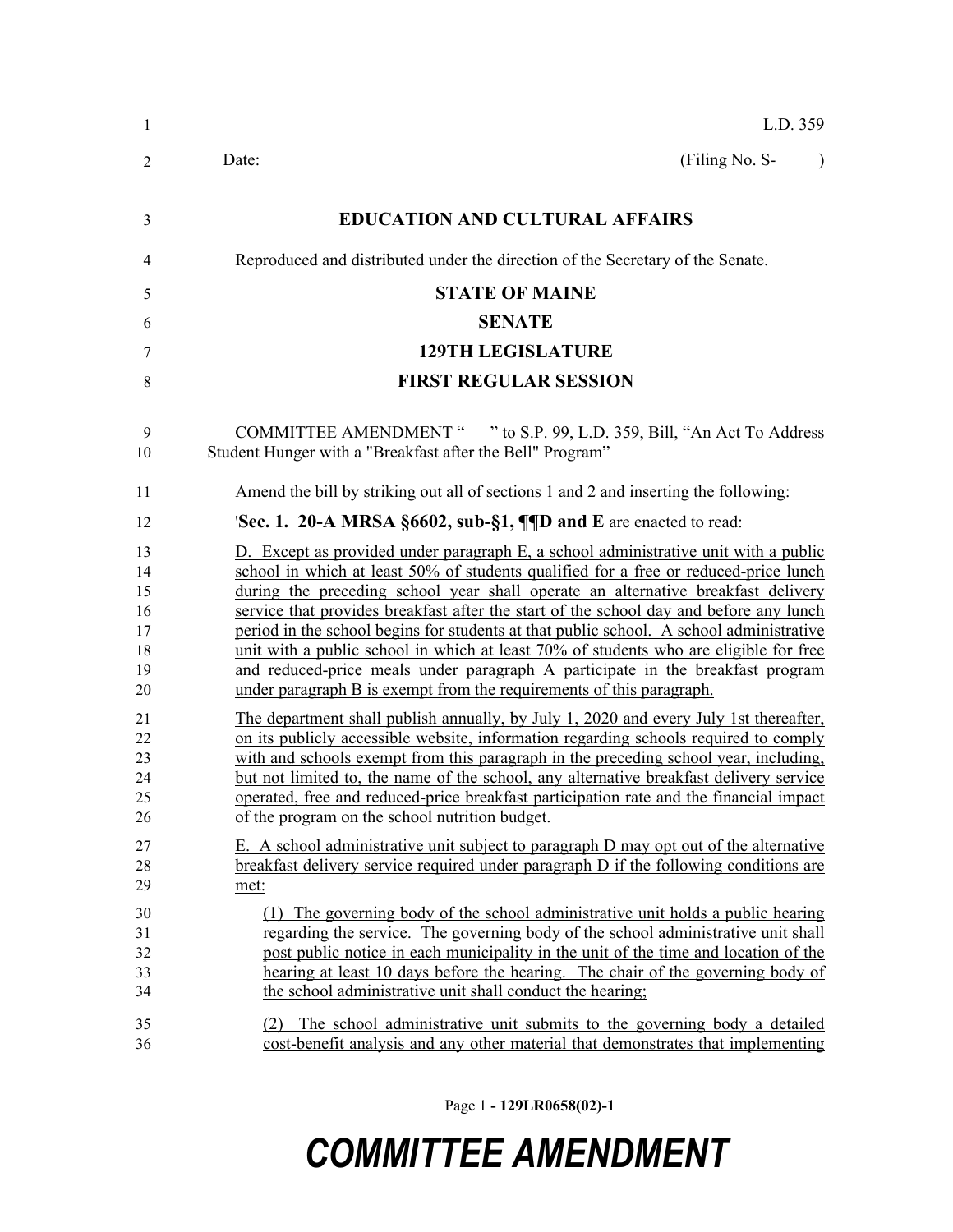L.D. 359

Date: (Filing No. S- )

# EDUCATION AND CULTURAL AFFAIRS

Reproduced and distributed under the direction of the Secretary of the Senate.

## STATE OF MAINE

## SENATE

## 129TH LEGISLATURE

## FIRST REGULAR SESSION

COMMITTEE AMENDMENT " " to S.P. 99, L.D. 359, Bill, "An Act To Address Student Hunger with a "Breakfast after the Bell" Program"

Amend the bill by striking out all of sections 1 and 2 and inserting the following:

'**Sec. 1. 20-A MRSA §6602, sub-§1, ¶¶D and E** are enacted to read:

D. Except as provided under paragraph E, a school administrative unit with a public school in which at least 50% of students qualified for a free or reduced-price lunch during the preceding school year shall operate an alternative breakfast delivery service that provides breakfast after the start of the school day and before any lunch period in the school begins for students at that public school. A school administrative unit with a public school in which at least 70% of students who are eligible for free and reduced-price meals under paragraph A participate in the breakfast program under paragraph B is exempt from the requirements of this paragraph.

The department shall publish annually, by July 1, 2020 and every July 1st thereafter, on its publicly accessible website, information regarding schools required to comply with and schools exempt from this paragraph in the preceding school year, including, but not limited to, the name of the school, any alternative breakfast delivery service operated, free and reduced-price breakfast participation rate and the financial impact of the program on the school nutrition budget.

E. A school administrative unit subject to paragraph D may opt out of the alternative breakfast delivery service required under paragraph D if the following conditions are met:

(1) The governing body of the school administrative unit holds a public hearing regarding the service. The governing body of the school administrative unit shall post public notice in each municipality in the unit of the time and location of the hearing at least 10 days before the hearing. The chair of the governing body of the school administrative unit shall conduct the hearing;

(2) The school administrative unit submits to the governing body a detailed cost-benefit analysis and any other material that demonstrates that implementing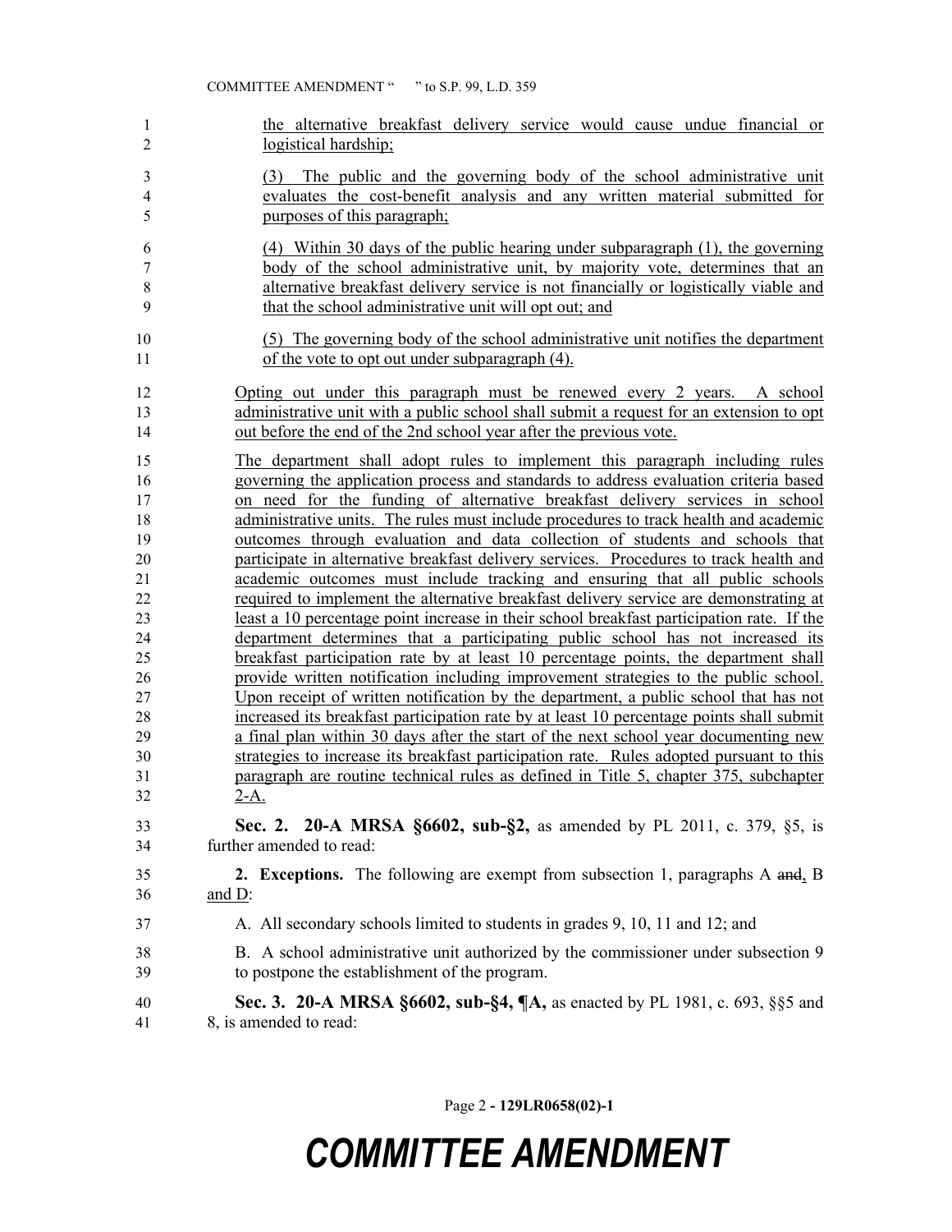the alternative breakfast delivery service would cause undue financial or logistical hardship;

(3) The public and the governing body of the school administrative unit evaluates the cost-benefit analysis and any written material submitted for purposes of this paragraph;

(4) Within 30 days of the public hearing under subparagraph (1), the governing body of the school administrative unit, by majority vote, determines that an alternative breakfast delivery service is not financially or logistically viable and that the school administrative unit will opt out; and

(5) The governing body of the school administrative unit notifies the department of the vote to opt out under subparagraph (4).

Opting out under this paragraph must be renewed every 2 years. A school administrative unit with a public school shall submit a request for an extension to opt out before the end of the 2nd school year after the previous vote.

The department shall adopt rules to implement this paragraph including rules governing the application process and standards to address evaluation criteria based on need for the funding of alternative breakfast delivery services in school administrative units. The rules must include procedures to track health and academic outcomes through evaluation and data collection of students and schools that participate in alternative breakfast delivery services. Procedures to track health and academic outcomes must include tracking and ensuring that all public schools required to implement the alternative breakfast delivery service are demonstrating at least a 10 percentage point increase in their school breakfast participation rate. If the department determines that a participating public school has not increased its breakfast participation rate by at least 10 percentage points, the department shall provide written notification including improvement strategies to the public school. Upon receipt of written notification by the department, a public school that has not increased its breakfast participation rate by at least 10 percentage points shall submit a final plan within 30 days after the start of the next school year documenting new strategies to increase its breakfast participation rate. Rules adopted pursuant to this paragraph are routine technical rules as defined in Title 5, chapter 375, subchapter 2-A.

**Sec. 2. 20-A MRSA §6602, sub-§2,** as amended by PL 2011, c. 379, §5, is further amended to read:

**2. Exceptions.** The following are exempt from subsection 1, paragraphs A ~~and~~, B and D:

A. All secondary schools limited to students in grades 9, 10, 11 and 12; and

B. A school administrative unit authorized by the commissioner under subsection 9 to postpone the establishment of the program.

**Sec. 3. 20-A MRSA §6602, sub-§4, ¶A,** as enacted by PL 1981, c. 693, §§5 and 8, is amended to read: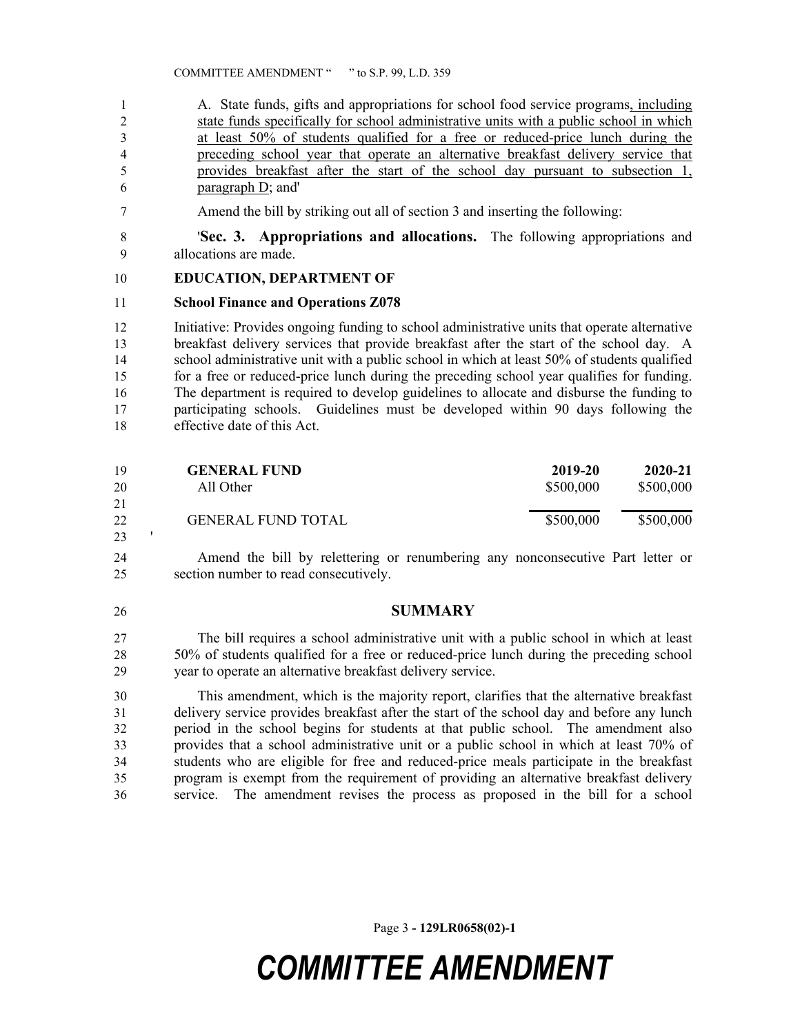A. State funds, gifts and appropriations for school food service programs, including state funds specifically for school administrative units with a public school in which at least 50% of students qualified for a free or reduced-price lunch during the preceding school year that operate an alternative breakfast delivery service that provides breakfast after the start of the school day pursuant to subsection 1, paragraph D; and'

Amend the bill by striking out all of section 3 and inserting the following:

'**Sec. 3. Appropriations and allocations.** The following appropriations and allocations are made.

**EDUCATION, DEPARTMENT OF**

**School Finance and Operations Z078**

Initiative: Provides ongoing funding to school administrative units that operate alternative breakfast delivery services that provide breakfast after the start of the school day. A school administrative unit with a public school in which at least 50% of students qualified for a free or reduced-price lunch during the preceding school year qualifies for funding. The department is required to develop guidelines to allocate and disburse the funding to participating schools. Guidelines must be developed within 90 days following the effective date of this Act.

| **GENERAL FUND** | **2019-20** | **2020-21** |
|---|---|---|
| All Other | $500,000 | $500,000 |
| GENERAL FUND TOTAL | $500,000 | $500,000 |

'

Amend the bill by relettering or renumbering any nonconsecutive Part letter or section number to read consecutively.

## SUMMARY

The bill requires a school administrative unit with a public school in which at least 50% of students qualified for a free or reduced-price lunch during the preceding school year to operate an alternative breakfast delivery service.

This amendment, which is the majority report, clarifies that the alternative breakfast delivery service provides breakfast after the start of the school day and before any lunch period in the school begins for students at that public school. The amendment also provides that a school administrative unit or a public school in which at least 70% of students who are eligible for free and reduced-price meals participate in the breakfast program is exempt from the requirement of providing an alternative breakfast delivery service. The amendment revises the process as proposed in the bill for a school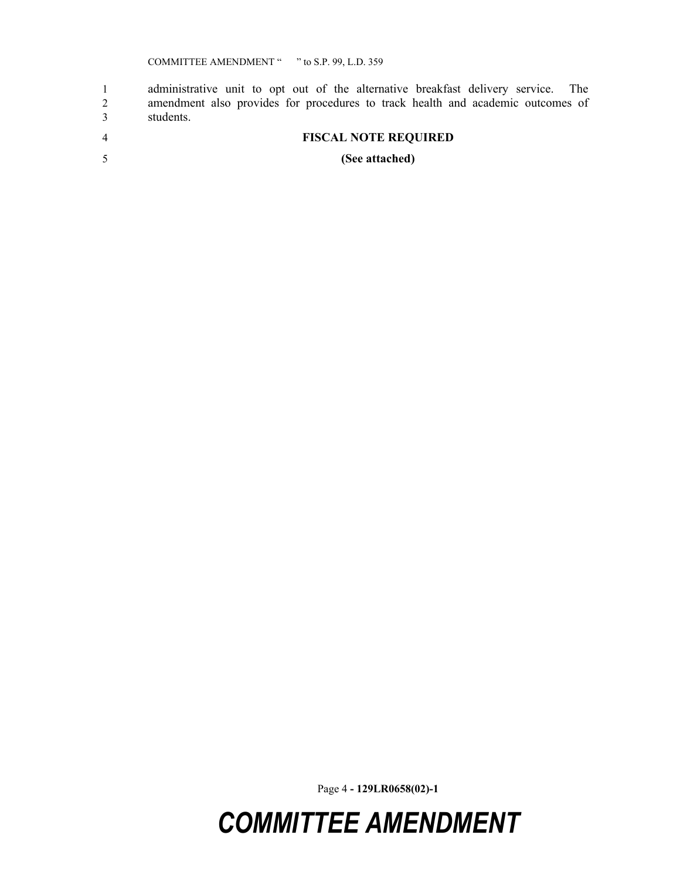administrative unit to opt out of the alternative breakfast delivery service. The amendment also provides for procedures to track health and academic outcomes of students.

**FISCAL NOTE REQUIRED**

**(See attached)**